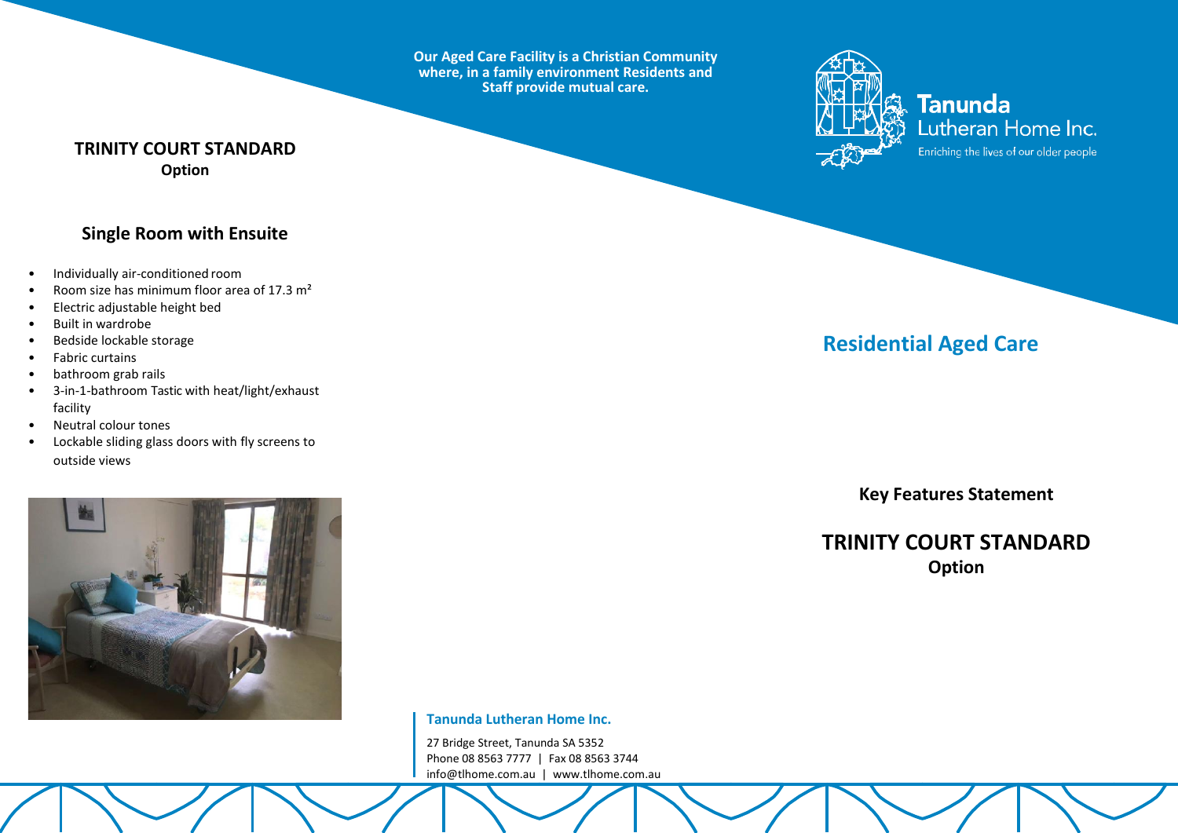# TRINITY COURT STANDARD
**Option**

## Single Room with Ensuite

- Individually air-conditioned room
- Room size has minimum floor area of 17.3 m²
- Electric adjustable height bed
- Built in wardrobe
- Bedside lockable storage
- Fabric curtains
- bathroom grab rails
- 3-in-1-bathroom Tastic with heat/light/exhaust facility
- Neutral colour tones
- Lockable sliding glass doors with fly screens to outside views

**Our Aged Care Facility is a Christian Community where, in a family environment Residents and Staff provide mutual care.**

**Tanunda Lutheran Home Inc.**

27 Bridge Street, Tanunda SA 5352
Phone 08 8563 7777 | Fax 08 8563 3744
info@tlhome.com.au | www.tlhome.com.au

**Tanunda**
Lutheran Home Inc.
Enriching the lives of our older people

## Residential Aged Care

**Key Features Statement**

# TRINITY COURT STANDARD
**Option**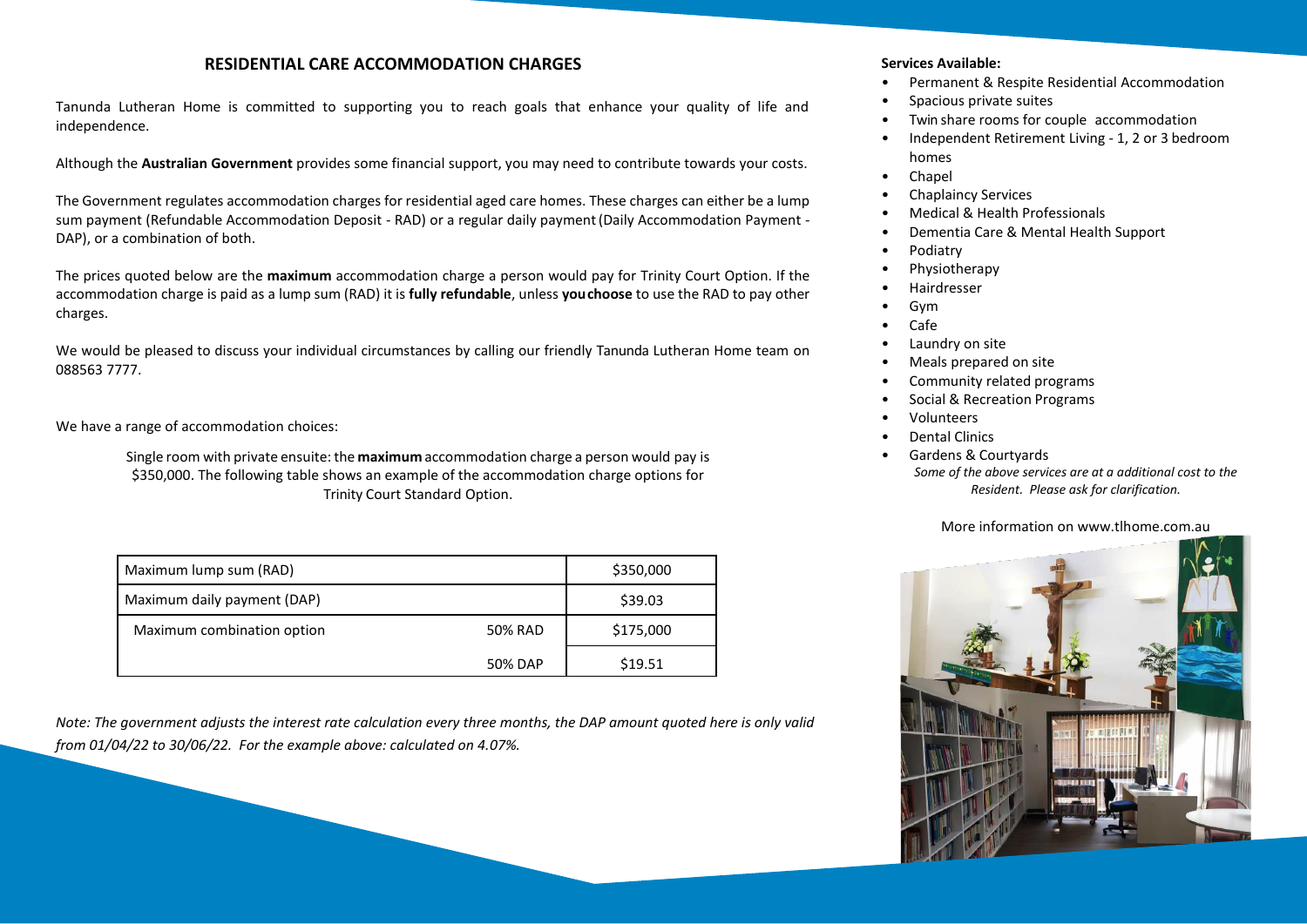## RESIDENTIAL CARE ACCOMMODATION CHARGES

Tanunda Lutheran Home is committed to supporting you to reach goals that enhance your quality of life and independence.

Although the **Australian Government** provides some financial support, you may need to contribute towards your costs.

The Government regulates accommodation charges for residential aged care homes. These charges can either be a lump sum payment (Refundable Accommodation Deposit - RAD) or a regular daily payment (Daily Accommodation Payment - DAP), or a combination of both.

The prices quoted below are the **maximum** accommodation charge a person would pay for Trinity Court Option. If the accommodation charge is paid as a lump sum (RAD) it is **fully refundable**, unless **you choose** to use the RAD to pay other charges.

We would be pleased to discuss your individual circumstances by calling our friendly Tanunda Lutheran Home team on 088563 7777.

We have a range of accommodation choices:

Single room with private ensuite: the **maximum** accommodation charge a person would pay is $350,000. The following table shows an example of the accommodation charge options for Trinity Court Standard Option.

| | | |
|---|---|---|
| Maximum lump sum (RAD) | | $350,000 |
| Maximum daily payment (DAP) | | $39.03 |
| Maximum combination option | 50% RAD | $175,000 |
| | 50% DAP | $19.51 |

*Note: The government adjusts the interest rate calculation every three months, the DAP amount quoted here is only valid from 01/04/22 to 30/06/22. For the example above: calculated on 4.07%.*

**Services Available:**

- Permanent & Respite Residential Accommodation
- Spacious private suites
- Twin share rooms for couple accommodation
- Independent Retirement Living - 1, 2 or 3 bedroom homes
- Chapel
- Chaplaincy Services
- Medical & Health Professionals
- Dementia Care & Mental Health Support
- Podiatry
- Physiotherapy
- Hairdresser
- Gym
- Cafe
- Laundry on site
- Meals prepared on site
- Community related programs
- Social & Recreation Programs
- Volunteers
- Dental Clinics
- Gardens & Courtyards

*Some of the above services are at a additional cost to the Resident. Please ask for clarification.*

More information on www.tlhome.com.au